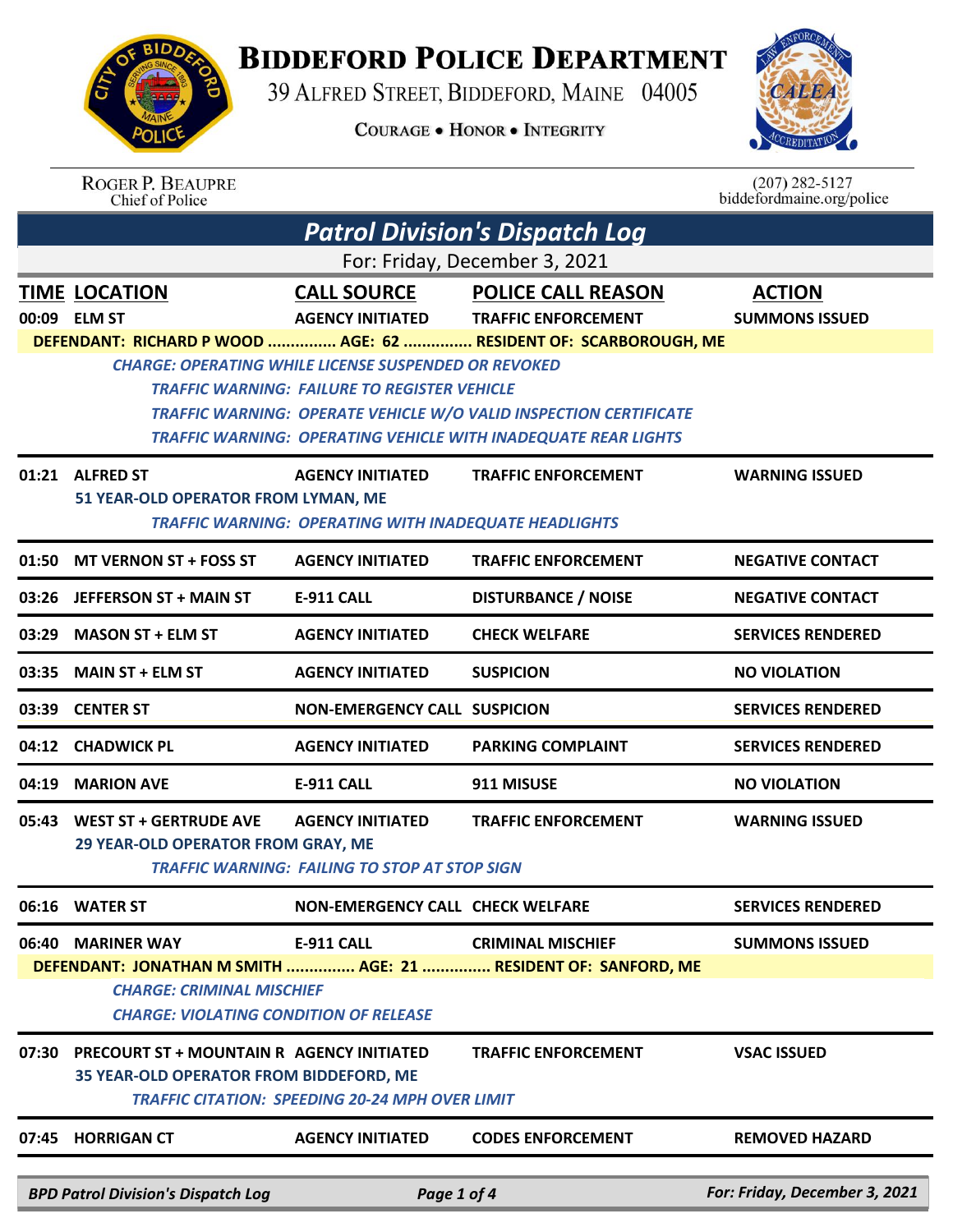# Biddeford Police Department

39 Alfred Street, Biddeford, Maine 04005

Courage • Honor • Integrity

Roger P. Beaupre
Chief of Police

(207) 282-5127
biddefordmaine.org/police

## Patrol Division's Dispatch Log

For: Friday, December 3, 2021

| TIME | LOCATION | CALL SOURCE | POLICE CALL REASON | ACTION |
|---|---|---|---|---|
| 00:09 | ELM ST | AGENCY INITIATED | TRAFFIC ENFORCEMENT | SUMMONS ISSUED |

DEFENDANT: RICHARD P WOOD ............... AGE: 62 ............... RESIDENT OF: SCARBOROUGH, ME

*CHARGE: OPERATING WHILE LICENSE SUSPENDED OR REVOKED*
*TRAFFIC WARNING: FAILURE TO REGISTER VEHICLE*
*TRAFFIC WARNING: OPERATE VEHICLE W/O VALID INSPECTION CERTIFICATE*
*TRAFFIC WARNING: OPERATING VEHICLE WITH INADEQUATE REAR LIGHTS*

| TIME | LOCATION | CALL SOURCE | POLICE CALL REASON | ACTION |
|---|---|---|---|---|
| 01:21 | ALFRED ST | AGENCY INITIATED | TRAFFIC ENFORCEMENT | WARNING ISSUED |

51 YEAR-OLD OPERATOR FROM LYMAN, ME

*TRAFFIC WARNING: OPERATING WITH INADEQUATE HEADLIGHTS*

| TIME | LOCATION | CALL SOURCE | POLICE CALL REASON | ACTION |
|---|---|---|---|---|
| 01:50 | MT VERNON ST + FOSS ST | AGENCY INITIATED | TRAFFIC ENFORCEMENT | NEGATIVE CONTACT |
| 03:26 | JEFFERSON ST + MAIN ST | E-911 CALL | DISTURBANCE / NOISE | NEGATIVE CONTACT |
| 03:29 | MASON ST + ELM ST | AGENCY INITIATED | CHECK WELFARE | SERVICES RENDERED |
| 03:35 | MAIN ST + ELM ST | AGENCY INITIATED | SUSPICION | NO VIOLATION |
| 03:39 | CENTER ST | NON-EMERGENCY CALL | SUSPICION | SERVICES RENDERED |
| 04:12 | CHADWICK PL | AGENCY INITIATED | PARKING COMPLAINT | SERVICES RENDERED |
| 04:19 | MARION AVE | E-911 CALL | 911 MISUSE | NO VIOLATION |
| 05:43 | WEST ST + GERTRUDE AVE | AGENCY INITIATED | TRAFFIC ENFORCEMENT | WARNING ISSUED |

29 YEAR-OLD OPERATOR FROM GRAY, ME

*TRAFFIC WARNING: FAILING TO STOP AT STOP SIGN*

| TIME | LOCATION | CALL SOURCE | POLICE CALL REASON | ACTION |
|---|---|---|---|---|
| 06:16 | WATER ST | NON-EMERGENCY CALL | CHECK WELFARE | SERVICES RENDERED |
| 06:40 | MARINER WAY | E-911 CALL | CRIMINAL MISCHIEF | SUMMONS ISSUED |

DEFENDANT: JONATHAN M SMITH ............... AGE: 21 ............... RESIDENT OF: SANFORD, ME

*CHARGE: CRIMINAL MISCHIEF*
*CHARGE: VIOLATING CONDITION OF RELEASE*

| TIME | LOCATION | CALL SOURCE | POLICE CALL REASON | ACTION |
|---|---|---|---|---|
| 07:30 | PRECOURT ST + MOUNTAIN R | AGENCY INITIATED | TRAFFIC ENFORCEMENT | VSAC ISSUED |

35 YEAR-OLD OPERATOR FROM BIDDEFORD, ME

*TRAFFIC CITATION: SPEEDING 20-24 MPH OVER LIMIT*

| TIME | LOCATION | CALL SOURCE | POLICE CALL REASON | ACTION |
|---|---|---|---|---|
| 07:45 | HORRIGAN CT | AGENCY INITIATED | CODES ENFORCEMENT | REMOVED HAZARD |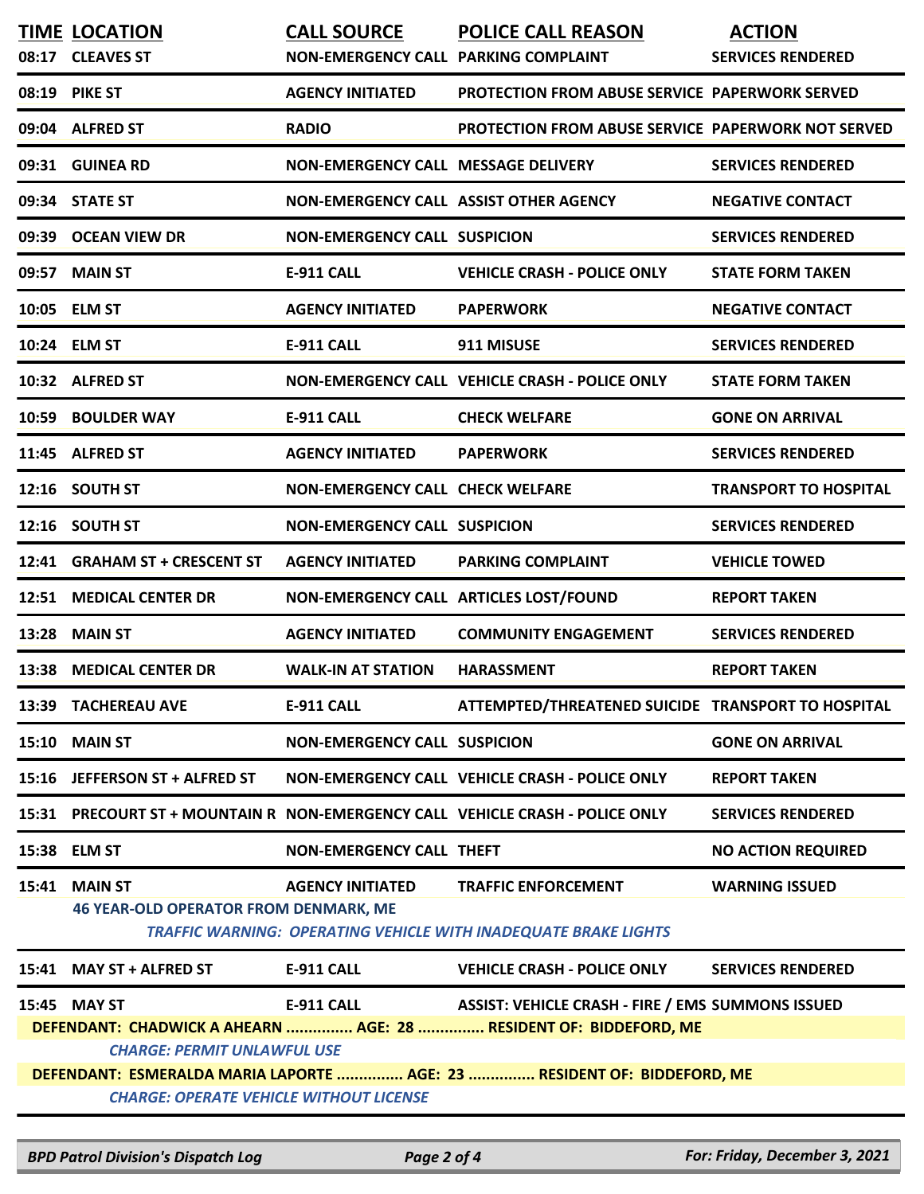| TIME | LOCATION | CALL SOURCE | POLICE CALL REASON | ACTION |
|---|---|---|---|---|
| 08:17 | CLEAVES ST | NON-EMERGENCY CALL | PARKING COMPLAINT | SERVICES RENDERED |
| 08:19 | PIKE ST | AGENCY INITIATED | PROTECTION FROM ABUSE SERVICE | PAPERWORK SERVED |
| 09:04 | ALFRED ST | RADIO | PROTECTION FROM ABUSE SERVICE | PAPERWORK NOT SERVED |
| 09:31 | GUINEA RD | NON-EMERGENCY CALL | MESSAGE DELIVERY | SERVICES RENDERED |
| 09:34 | STATE ST | NON-EMERGENCY CALL | ASSIST OTHER AGENCY | NEGATIVE CONTACT |
| 09:39 | OCEAN VIEW DR | NON-EMERGENCY CALL | SUSPICION | SERVICES RENDERED |
| 09:57 | MAIN ST | E-911 CALL | VEHICLE CRASH - POLICE ONLY | STATE FORM TAKEN |
| 10:05 | ELM ST | AGENCY INITIATED | PAPERWORK | NEGATIVE CONTACT |
| 10:24 | ELM ST | E-911 CALL | 911 MISUSE | SERVICES RENDERED |
| 10:32 | ALFRED ST | NON-EMERGENCY CALL | VEHICLE CRASH - POLICE ONLY | STATE FORM TAKEN |
| 10:59 | BOULDER WAY | E-911 CALL | CHECK WELFARE | GONE ON ARRIVAL |
| 11:45 | ALFRED ST | AGENCY INITIATED | PAPERWORK | SERVICES RENDERED |
| 12:16 | SOUTH ST | NON-EMERGENCY CALL | CHECK WELFARE | TRANSPORT TO HOSPITAL |
| 12:16 | SOUTH ST | NON-EMERGENCY CALL | SUSPICION | SERVICES RENDERED |
| 12:41 | GRAHAM ST + CRESCENT ST | AGENCY INITIATED | PARKING COMPLAINT | VEHICLE TOWED |
| 12:51 | MEDICAL CENTER DR | NON-EMERGENCY CALL | ARTICLES LOST/FOUND | REPORT TAKEN |
| 13:28 | MAIN ST | AGENCY INITIATED | COMMUNITY ENGAGEMENT | SERVICES RENDERED |
| 13:38 | MEDICAL CENTER DR | WALK-IN AT STATION | HARASSMENT | REPORT TAKEN |
| 13:39 | TACHEREAU AVE | E-911 CALL | ATTEMPTED/THREATENED SUICIDE | TRANSPORT TO HOSPITAL |
| 15:10 | MAIN ST | NON-EMERGENCY CALL | SUSPICION | GONE ON ARRIVAL |
| 15:16 | JEFFERSON ST + ALFRED ST | NON-EMERGENCY CALL | VEHICLE CRASH - POLICE ONLY | REPORT TAKEN |
| 15:31 | PRECOURT ST + MOUNTAIN R | NON-EMERGENCY CALL | VEHICLE CRASH - POLICE ONLY | SERVICES RENDERED |
| 15:38 | ELM ST | NON-EMERGENCY CALL | THEFT | NO ACTION REQUIRED |
| 15:41 | MAIN ST | AGENCY INITIATED | TRAFFIC ENFORCEMENT | WARNING ISSUED |

**46 YEAR-OLD OPERATOR FROM DENMARK, ME**

*TRAFFIC WARNING: OPERATING VEHICLE WITH INADEQUATE BRAKE LIGHTS*

| TIME | LOCATION | CALL SOURCE | POLICE CALL REASON | ACTION |
|---|---|---|---|---|
| 15:41 | MAY ST + ALFRED ST | E-911 CALL | VEHICLE CRASH - POLICE ONLY | SERVICES RENDERED |
| 15:45 | MAY ST | E-911 CALL | ASSIST: VEHICLE CRASH - FIRE / EMS | SUMMONS ISSUED |

**DEFENDANT: CHADWICK A AHEARN ............... AGE: 28 ............... RESIDENT OF: BIDDEFORD, ME**

*CHARGE: PERMIT UNLAWFUL USE*

**DEFENDANT: ESMERALDA MARIA LAPORTE ............... AGE: 23 ............... RESIDENT OF: BIDDEFORD, ME**

*CHARGE: OPERATE VEHICLE WITHOUT LICENSE*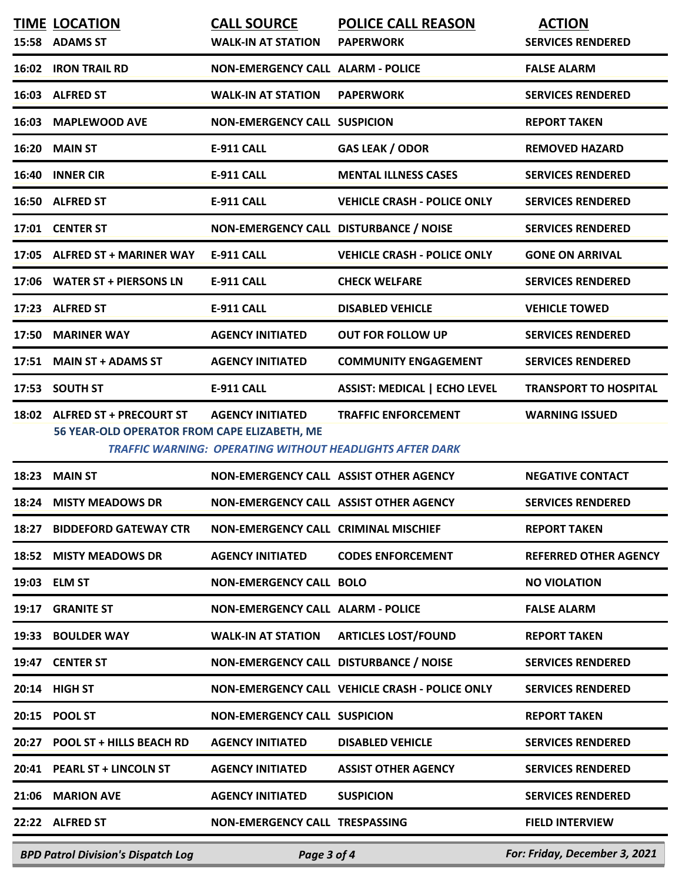| TIME | LOCATION | CALL SOURCE | POLICE CALL REASON | ACTION |
|---|---|---|---|---|
| 15:58 | ADAMS ST | WALK-IN AT STATION | PAPERWORK | SERVICES RENDERED |
| 16:02 | IRON TRAIL RD | NON-EMERGENCY CALL | ALARM - POLICE | FALSE ALARM |
| 16:03 | ALFRED ST | WALK-IN AT STATION | PAPERWORK | SERVICES RENDERED |
| 16:03 | MAPLEWOOD AVE | NON-EMERGENCY CALL | SUSPICION | REPORT TAKEN |
| 16:20 | MAIN ST | E-911 CALL | GAS LEAK / ODOR | REMOVED HAZARD |
| 16:40 | INNER CIR | E-911 CALL | MENTAL ILLNESS CASES | SERVICES RENDERED |
| 16:50 | ALFRED ST | E-911 CALL | VEHICLE CRASH - POLICE ONLY | SERVICES RENDERED |
| 17:01 | CENTER ST | NON-EMERGENCY CALL | DISTURBANCE / NOISE | SERVICES RENDERED |
| 17:05 | ALFRED ST + MARINER WAY | E-911 CALL | VEHICLE CRASH - POLICE ONLY | GONE ON ARRIVAL |
| 17:06 | WATER ST + PIERSONS LN | E-911 CALL | CHECK WELFARE | SERVICES RENDERED |
| 17:23 | ALFRED ST | E-911 CALL | DISABLED VEHICLE | VEHICLE TOWED |
| 17:50 | MARINER WAY | AGENCY INITIATED | OUT FOR FOLLOW UP | SERVICES RENDERED |
| 17:51 | MAIN ST + ADAMS ST | AGENCY INITIATED | COMMUNITY ENGAGEMENT | SERVICES RENDERED |
| 17:53 | SOUTH ST | E-911 CALL | ASSIST: MEDICAL \| ECHO LEVEL | TRANSPORT TO HOSPITAL |
| 18:02 | ALFRED ST + PRECOURT ST | AGENCY INITIATED | TRAFFIC ENFORCEMENT | WARNING ISSUED |
| | 56 YEAR-OLD OPERATOR FROM CAPE ELIZABETH, ME | | | |
| | *TRAFFIC WARNING: OPERATING WITHOUT HEADLIGHTS AFTER DARK* | | | |
| 18:23 | MAIN ST | NON-EMERGENCY CALL | ASSIST OTHER AGENCY | NEGATIVE CONTACT |
| 18:24 | MISTY MEADOWS DR | NON-EMERGENCY CALL | ASSIST OTHER AGENCY | SERVICES RENDERED |
| 18:27 | BIDDEFORD GATEWAY CTR | NON-EMERGENCY CALL | CRIMINAL MISCHIEF | REPORT TAKEN |
| 18:52 | MISTY MEADOWS DR | AGENCY INITIATED | CODES ENFORCEMENT | REFERRED OTHER AGENCY |
| 19:03 | ELM ST | NON-EMERGENCY CALL | BOLO | NO VIOLATION |
| 19:17 | GRANITE ST | NON-EMERGENCY CALL | ALARM - POLICE | FALSE ALARM |
| 19:33 | BOULDER WAY | WALK-IN AT STATION | ARTICLES LOST/FOUND | REPORT TAKEN |
| 19:47 | CENTER ST | NON-EMERGENCY CALL | DISTURBANCE / NOISE | SERVICES RENDERED |
| 20:14 | HIGH ST | NON-EMERGENCY CALL | VEHICLE CRASH - POLICE ONLY | SERVICES RENDERED |
| 20:15 | POOL ST | NON-EMERGENCY CALL | SUSPICION | REPORT TAKEN |
| 20:27 | POOL ST + HILLS BEACH RD | AGENCY INITIATED | DISABLED VEHICLE | SERVICES RENDERED |
| 20:41 | PEARL ST + LINCOLN ST | AGENCY INITIATED | ASSIST OTHER AGENCY | SERVICES RENDERED |
| 21:06 | MARION AVE | AGENCY INITIATED | SUSPICION | SERVICES RENDERED |
| 22:22 | ALFRED ST | NON-EMERGENCY CALL | TRESPASSING | FIELD INTERVIEW |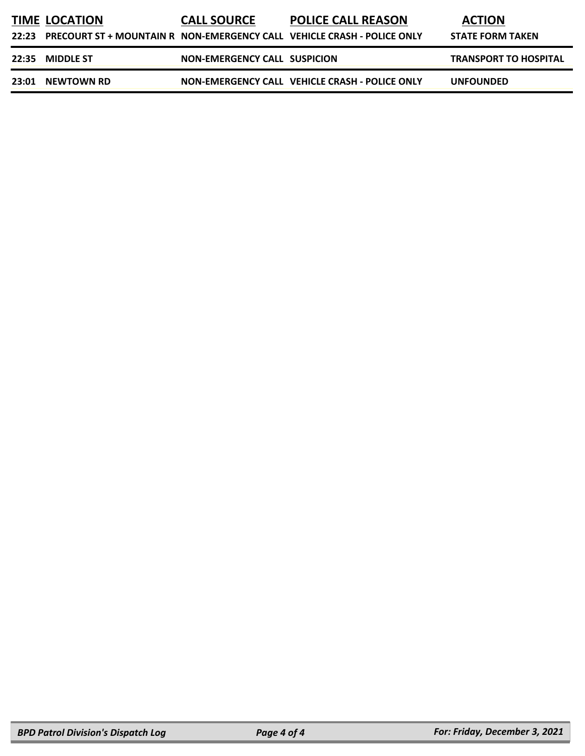| TIME | LOCATION | CALL SOURCE | POLICE CALL REASON | ACTION |
|---|---|---|---|---|
| 22:23 | PRECOURT ST + MOUNTAIN R | NON-EMERGENCY CALL | VEHICLE CRASH - POLICE ONLY | STATE FORM TAKEN |
| 22:35 | MIDDLE ST | NON-EMERGENCY CALL | SUSPICION | TRANSPORT TO HOSPITAL |
| 23:01 | NEWTOWN RD | NON-EMERGENCY CALL | VEHICLE CRASH - POLICE ONLY | UNFOUNDED |